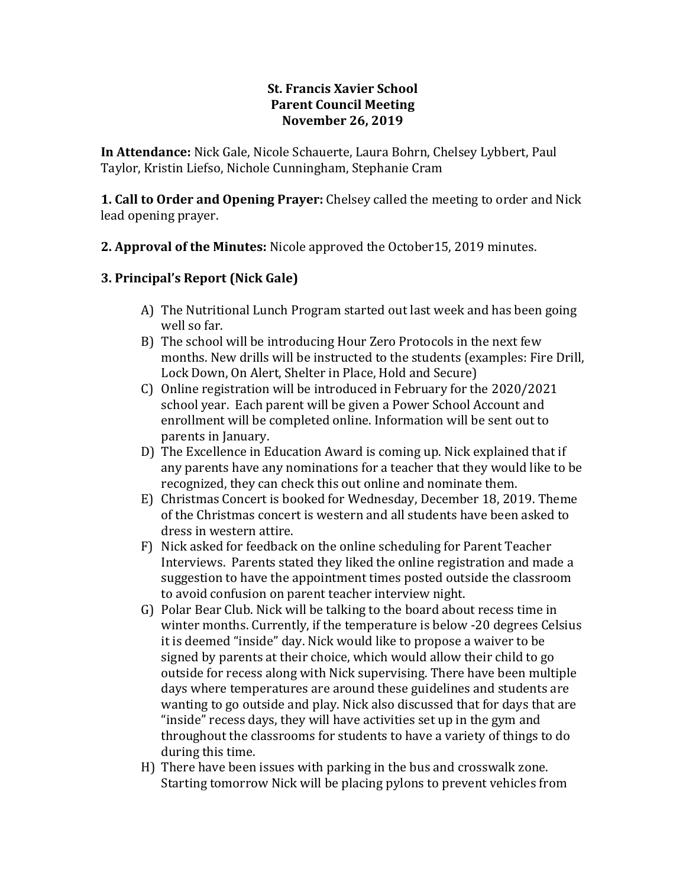**St. Francis Xavier School**
**Parent Council Meeting**
**November 26, 2019**

**In Attendance:** Nick Gale, Nicole Schauerte, Laura Bohrn, Chelsey Lybbert, Paul Taylor, Kristin Liefso, Nichole Cunningham, Stephanie Cram

**1. Call to Order and Opening Prayer:** Chelsey called the meeting to order and Nick lead opening prayer.

**2. Approval of the Minutes:** Nicole approved the October15, 2019 minutes.

**3. Principal's Report (Nick Gale)**

A) The Nutritional Lunch Program started out last week and has been going well so far.

B) The school will be introducing Hour Zero Protocols in the next few months. New drills will be instructed to the students (examples: Fire Drill, Lock Down, On Alert, Shelter in Place, Hold and Secure)

C) Online registration will be introduced in February for the 2020/2021 school year. Each parent will be given a Power School Account and enrollment will be completed online. Information will be sent out to parents in January.

D) The Excellence in Education Award is coming up. Nick explained that if any parents have any nominations for a teacher that they would like to be recognized, they can check this out online and nominate them.

E) Christmas Concert is booked for Wednesday, December 18, 2019. Theme of the Christmas concert is western and all students have been asked to dress in western attire.

F) Nick asked for feedback on the online scheduling for Parent Teacher Interviews. Parents stated they liked the online registration and made a suggestion to have the appointment times posted outside the classroom to avoid confusion on parent teacher interview night.

G) Polar Bear Club. Nick will be talking to the board about recess time in winter months. Currently, if the temperature is below -20 degrees Celsius it is deemed "inside" day. Nick would like to propose a waiver to be signed by parents at their choice, which would allow their child to go outside for recess along with Nick supervising. There have been multiple days where temperatures are around these guidelines and students are wanting to go outside and play. Nick also discussed that for days that are "inside" recess days, they will have activities set up in the gym and throughout the classrooms for students to have a variety of things to do during this time.

H) There have been issues with parking in the bus and crosswalk zone. Starting tomorrow Nick will be placing pylons to prevent vehicles from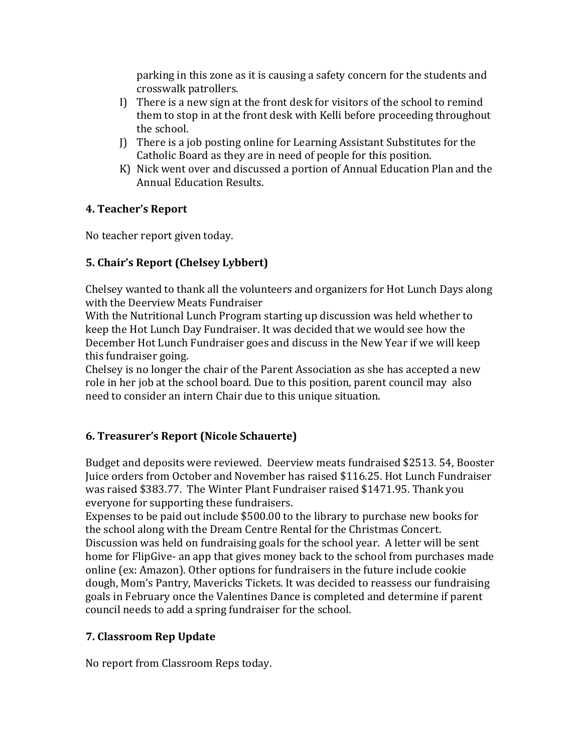parking in this zone as it is causing a safety concern for the students and crosswalk patrollers.

I) There is a new sign at the front desk for visitors of the school to remind them to stop in at the front desk with Kelli before proceeding throughout the school.

J) There is a job posting online for Learning Assistant Substitutes for the Catholic Board as they are in need of people for this position.

K) Nick went over and discussed a portion of Annual Education Plan and the Annual Education Results.

### 4. Teacher's Report

No teacher report given today.

### 5. Chair's Report (Chelsey Lybbert)

Chelsey wanted to thank all the volunteers and organizers for Hot Lunch Days along with the Deerview Meats Fundraiser

With the Nutritional Lunch Program starting up discussion was held whether to keep the Hot Lunch Day Fundraiser. It was decided that we would see how the December Hot Lunch Fundraiser goes and discuss in the New Year if we will keep this fundraiser going.

Chelsey is no longer the chair of the Parent Association as she has accepted a new role in her job at the school board. Due to this position, parent council may also need to consider an intern Chair due to this unique situation.

### 6. Treasurer's Report (Nicole Schauerte)

Budget and deposits were reviewed. Deerview meats fundraised $2513. 54, Booster Juice orders from October and November has raised $116.25. Hot Lunch Fundraiser was raised $383.77. The Winter Plant Fundraiser raised $1471.95. Thank you everyone for supporting these fundraisers.

Expenses to be paid out include $500.00 to the library to purchase new books for the school along with the Dream Centre Rental for the Christmas Concert.

Discussion was held on fundraising goals for the school year. A letter will be sent home for FlipGive- an app that gives money back to the school from purchases made online (ex: Amazon). Other options for fundraisers in the future include cookie dough, Mom's Pantry, Mavericks Tickets. It was decided to reassess our fundraising goals in February once the Valentines Dance is completed and determine if parent council needs to add a spring fundraiser for the school.

### 7. Classroom Rep Update

No report from Classroom Reps today.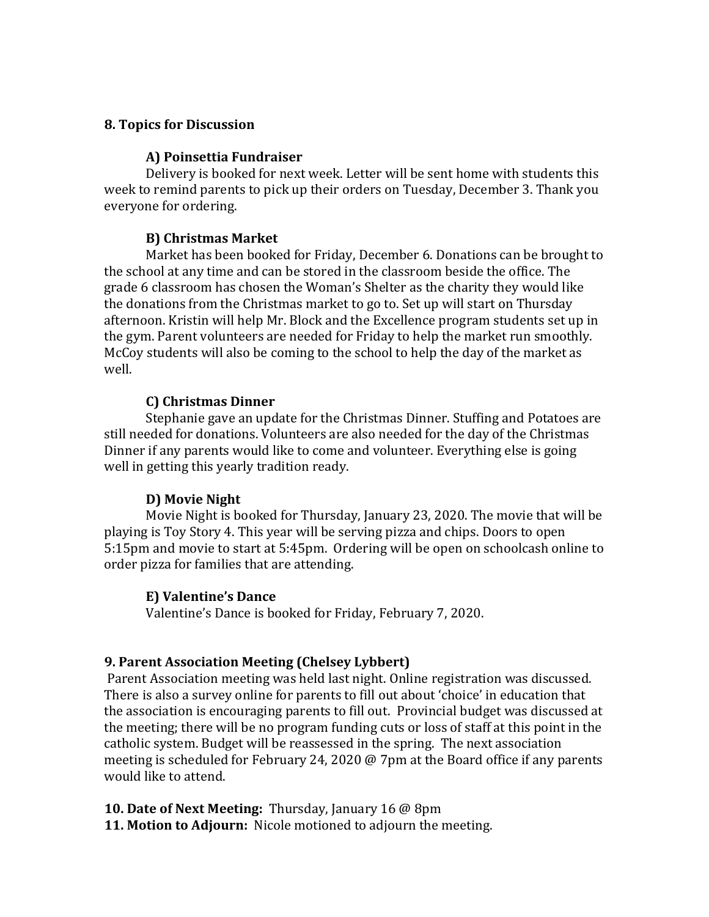**8. Topics for Discussion**

**A) Poinsettia Fundraiser**

Delivery is booked for next week. Letter will be sent home with students this week to remind parents to pick up their orders on Tuesday, December 3. Thank you everyone for ordering.

**B) Christmas Market**

Market has been booked for Friday, December 6. Donations can be brought to the school at any time and can be stored in the classroom beside the office. The grade 6 classroom has chosen the Woman's Shelter as the charity they would like the donations from the Christmas market to go to. Set up will start on Thursday afternoon. Kristin will help Mr. Block and the Excellence program students set up in the gym. Parent volunteers are needed for Friday to help the market run smoothly. McCoy students will also be coming to the school to help the day of the market as well.

**C) Christmas Dinner**

Stephanie gave an update for the Christmas Dinner. Stuffing and Potatoes are still needed for donations. Volunteers are also needed for the day of the Christmas Dinner if any parents would like to come and volunteer. Everything else is going well in getting this yearly tradition ready.

**D) Movie Night**

Movie Night is booked for Thursday, January 23, 2020. The movie that will be playing is Toy Story 4. This year will be serving pizza and chips. Doors to open 5:15pm and movie to start at 5:45pm. Ordering will be open on schoolcash online to order pizza for families that are attending.

**E) Valentine's Dance**

Valentine's Dance is booked for Friday, February 7, 2020.

**9. Parent Association Meeting (Chelsey Lybbert)**

Parent Association meeting was held last night. Online registration was discussed. There is also a survey online for parents to fill out about 'choice' in education that the association is encouraging parents to fill out. Provincial budget was discussed at the meeting; there will be no program funding cuts or loss of staff at this point in the catholic system. Budget will be reassessed in the spring. The next association meeting is scheduled for February 24, 2020 @ 7pm at the Board office if any parents would like to attend.

**10. Date of Next Meeting:** Thursday, January 16 @ 8pm

**11. Motion to Adjourn:** Nicole motioned to adjourn the meeting.